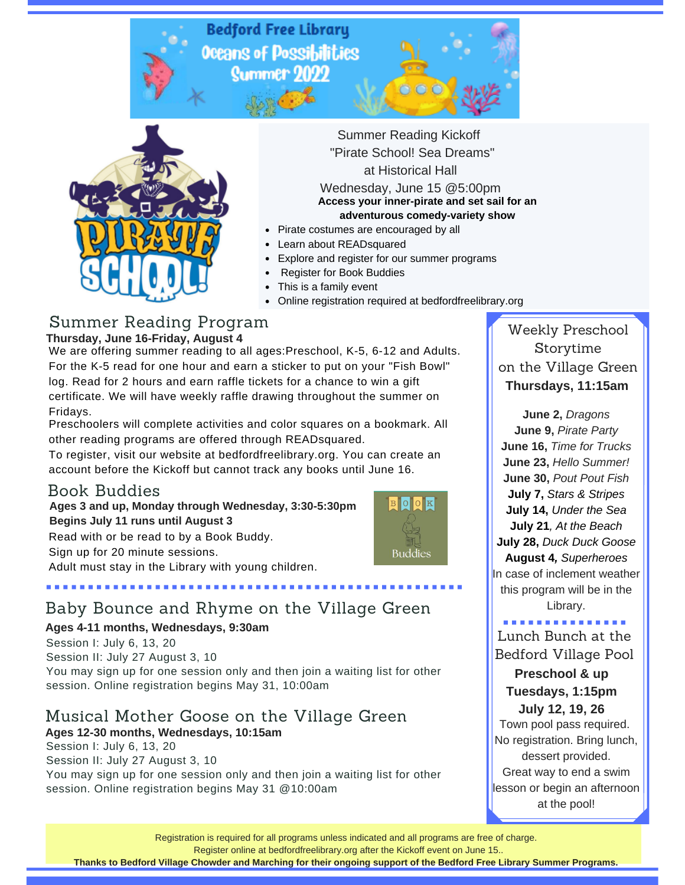# Bedford Free Library
## Oceans of Possibilities
## Summer 2022

Summer Reading Kickoff
"Pirate School! Sea Dreams"
at Historical Hall
Wednesday, June 15 @5:00pm

**Access your inner-pirate and set sail for an adventurous comedy-variety show**

- Pirate costumes are encouraged by all
- Learn about READsquared
- Explore and register for our summer programs
- Register for Book Buddies
- This is a family event
- Online registration required at bedfordfreelibrary.org

## Summer Reading Program

**Thursday, June 16-Friday, August 4**

We are offering summer reading to all ages:Preschool, K-5, 6-12 and Adults. For the K-5 read for one hour and earn a sticker to put on your "Fish Bowl" log. Read for 2 hours and earn raffle tickets for a chance to win a gift certificate. We will have weekly raffle drawing throughout the summer on Fridays.

Preschoolers will complete activities and color squares on a bookmark. All other reading programs are offered through READsquared.

To register, visit our website at bedfordfreelibrary.org. You can create an account before the Kickoff but cannot track any books until June 16.

## Book Buddies

**Ages 3 and up, Monday through Wednesday, 3:30-5:30pm**
**Begins July 11 runs until August 3**

Read with or be read to by a Book Buddy.
Sign up for 20 minute sessions.
Adult must stay in the Library with young children.

## Baby Bounce and Rhyme on the Village Green

**Ages 4-11 months, Wednesdays, 9:30am**

Session I: July 6, 13, 20
Session II: July 27 August 3, 10
You may sign up for one session only and then join a waiting list for other session. Online registration begins May 31, 10:00am

## Musical Mother Goose on the Village Green

**Ages 12-30 months, Wednesdays, 10:15am**

Session I: July 6, 13, 20
Session II: July 27 August 3, 10
You may sign up for one session only and then join a waiting list for other session. Online registration begins May 31 @10:00am

## Weekly Preschool Storytime on the Village Green

**Thursdays, 11:15am**

**June 2,** *Dragons*
**June 9,** *Pirate Party*
**June 16,** *Time for Trucks*
**June 23,** *Hello Summer!*
**June 30,** *Pout Pout Fish*
**July 7,** *Stars & Stripes*
**July 14,** *Under the Sea*
**July 21***, At the Beach*
**July 28,** *Duck Duck Goose*
**August 4***, Superheroes*

In case of inclement weather this program will be in the Library.

## Lunch Bunch at the Bedford Village Pool

**Preschool & up**
**Tuesdays, 1:15pm**
**July 12, 19, 26**

Town pool pass required.
No registration. Bring lunch, dessert provided.
Great way to end a swim lesson or begin an afternoon at the pool!

Registration is required for all programs unless indicated and all programs are free of charge.
Register online at bedfordfreelibrary.org after the Kickoff event on June 15..
**Thanks to Bedford Village Chowder and Marching for their ongoing support of the Bedford Free Library Summer Programs.**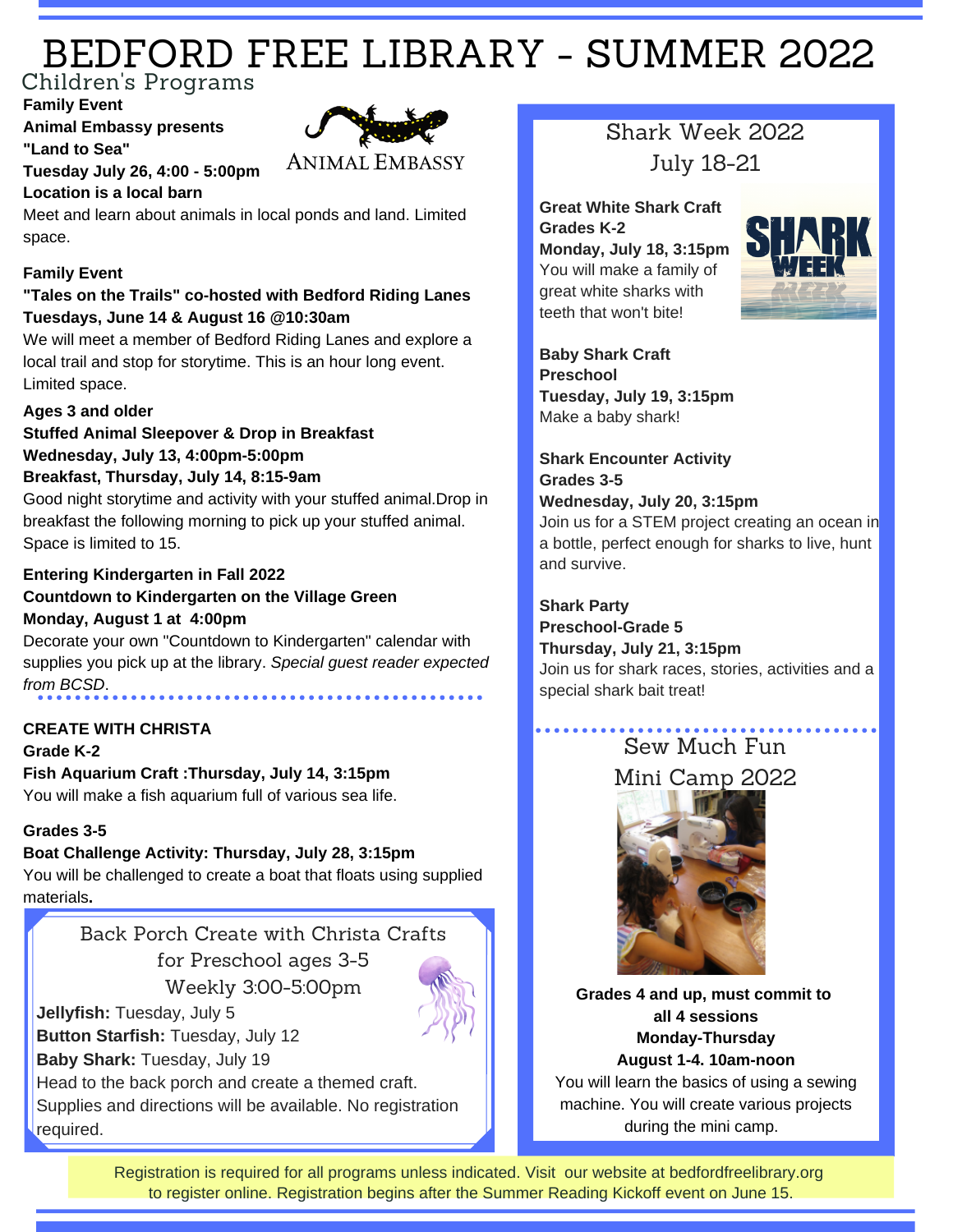# BEDFORD FREE LIBRARY - SUMMER 2022

## Children's Programs

**Family Event**
**Animal Embassy presents**
**"Land to Sea"**
**Tuesday July 26, 4:00 - 5:00pm**
**Location is a local barn**

ANIMAL EMBASSY

Meet and learn about animals in local ponds and land. Limited space.

**Family Event**
**"Tales on the Trails" co-hosted with Bedford Riding Lanes**
**Tuesdays, June 14 & August 16 @10:30am**

We will meet a member of Bedford Riding Lanes and explore a local trail and stop for storytime. This is an hour long event. Limited space.

**Ages 3 and older**
**Stuffed Animal Sleepover & Drop in Breakfast**
**Wednesday, July 13, 4:00pm-5:00pm**
**Breakfast, Thursday, July 14, 8:15-9am**

Good night storytime and activity with your stuffed animal.Drop in breakfast the following morning to pick up your stuffed animal. Space is limited to 15.

**Entering Kindergarten in Fall 2022**
**Countdown to Kindergarten on the Village Green**
**Monday, August 1 at 4:00pm**

Decorate your own "Countdown to Kindergarten" calendar with supplies you pick up at the library. *Special guest reader expected from BCSD*.

**CREATE WITH CHRISTA**

**Grade K-2**
**Fish Aquarium Craft :Thursday, July 14, 3:15pm**

You will make a fish aquarium full of various sea life.

**Grades 3-5**
**Boat Challenge Activity: Thursday, July 28, 3:15pm**

You will be challenged to create a boat that floats using supplied materials**.**

### Back Porch Create with Christa Crafts for Preschool ages 3-5 Weekly 3:00-5:00pm

**Jellyfish:** Tuesday, July 5
**Button Starfish:** Tuesday, July 12
**Baby Shark:** Tuesday, July 19

Head to the back porch and create a themed craft. Supplies and directions will be available. No registration required.

### Shark Week 2022 July 18-21

**Great White Shark Craft**
**Grades K-2**
**Monday, July 18, 3:15pm**

You will make a family of great white sharks with teeth that won't bite!

**Baby Shark Craft**
**Preschool**
**Tuesday, July 19, 3:15pm**

Make a baby shark!

**Shark Encounter Activity**
**Grades 3-5**
**Wednesday, July 20, 3:15pm**

Join us for a STEM project creating an ocean in a bottle, perfect enough for sharks to live, hunt and survive.

**Shark Party**
**Preschool-Grade 5**
**Thursday, July 21, 3:15pm**

Join us for shark races, stories, activities and a special shark bait treat!

### Sew Much Fun Mini Camp 2022

**Grades 4 and up, must commit to all 4 sessions**
**Monday-Thursday**
**August 1-4. 10am-noon**

You will learn the basics of using a sewing machine. You will create various projects during the mini camp.

Registration is required for all programs unless indicated. Visit our website at bedfordfreelibrary.org to register online. Registration begins after the Summer Reading Kickoff event on June 15.